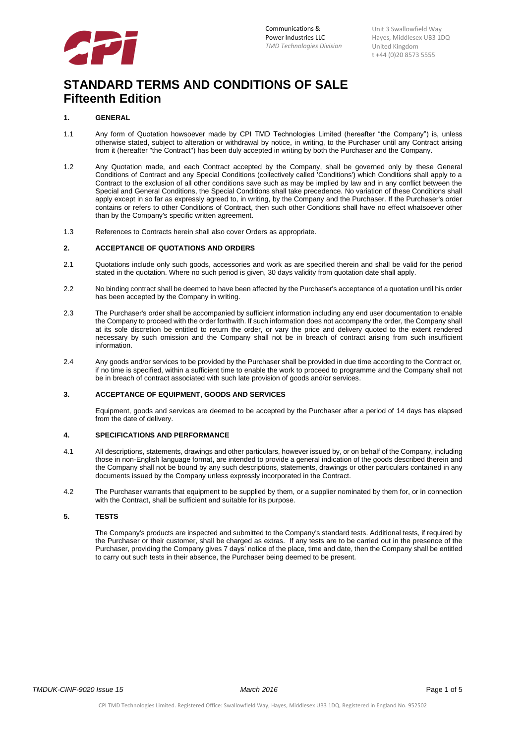Communications & Power Industries LLC
*TMD Technologies Division*

Unit 3 Swallowfield Way
Hayes, Middlesex UB3 1DQ
United Kingdom
t +44 (0)20 8573 5555

# STANDARD TERMS AND CONDITIONS OF SALE
# Fifteenth Edition

## 1. GENERAL

1.1 Any form of Quotation howsoever made by CPI TMD Technologies Limited (hereafter "the Company") is, unless otherwise stated, subject to alteration or withdrawal by notice, in writing, to the Purchaser until any Contract arising from it (hereafter "the Contract") has been duly accepted in writing by both the Purchaser and the Company.

1.2 Any Quotation made, and each Contract accepted by the Company, shall be governed only by these General Conditions of Contract and any Special Conditions (collectively called 'Conditions') which Conditions shall apply to a Contract to the exclusion of all other conditions save such as may be implied by law and in any conflict between the Special and General Conditions, the Special Conditions shall take precedence. No variation of these Conditions shall apply except in so far as expressly agreed to, in writing, by the Company and the Purchaser. If the Purchaser's order contains or refers to other Conditions of Contract, then such other Conditions shall have no effect whatsoever other than by the Company's specific written agreement.

1.3 References to Contracts herein shall also cover Orders as appropriate.

## 2. ACCEPTANCE OF QUOTATIONS AND ORDERS

2.1 Quotations include only such goods, accessories and work as are specified therein and shall be valid for the period stated in the quotation. Where no such period is given, 30 days validity from quotation date shall apply.

2.2 No binding contract shall be deemed to have been affected by the Purchaser's acceptance of a quotation until his order has been accepted by the Company in writing.

2.3 The Purchaser's order shall be accompanied by sufficient information including any end user documentation to enable the Company to proceed with the order forthwith. If such information does not accompany the order, the Company shall at its sole discretion be entitled to return the order, or vary the price and delivery quoted to the extent rendered necessary by such omission and the Company shall not be in breach of contract arising from such insufficient information.

2.4 Any goods and/or services to be provided by the Purchaser shall be provided in due time according to the Contract or, if no time is specified, within a sufficient time to enable the work to proceed to programme and the Company shall not be in breach of contract associated with such late provision of goods and/or services.

## 3. ACCEPTANCE OF EQUIPMENT, GOODS AND SERVICES

Equipment, goods and services are deemed to be accepted by the Purchaser after a period of 14 days has elapsed from the date of delivery.

## 4. SPECIFICATIONS AND PERFORMANCE

4.1 All descriptions, statements, drawings and other particulars, however issued by, or on behalf of the Company, including those in non-English language format, are intended to provide a general indication of the goods described therein and the Company shall not be bound by any such descriptions, statements, drawings or other particulars contained in any documents issued by the Company unless expressly incorporated in the Contract.

4.2 The Purchaser warrants that equipment to be supplied by them, or a supplier nominated by them for, or in connection with the Contract, shall be sufficient and suitable for its purpose.

## 5. TESTS

The Company's products are inspected and submitted to the Company's standard tests. Additional tests, if required by the Purchaser or their customer, shall be charged as extras. If any tests are to be carried out in the presence of the Purchaser, providing the Company gives 7 days' notice of the place, time and date, then the Company shall be entitled to carry out such tests in their absence, the Purchaser being deemed to be present.

*TMDUK-CINF-9020 Issue 15* *March 2016*

CPI TMD Technologies Limited. Registered Office: Swallowfield Way, Hayes, Middlesex UB3 1DQ. Registered in England No. 952502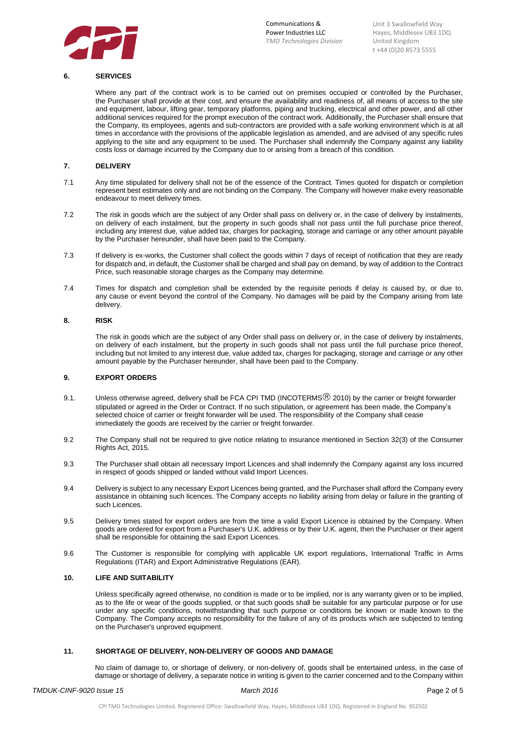## 6. SERVICES

Where any part of the contract work is to be carried out on premises occupied or controlled by the Purchaser, the Purchaser shall provide at their cost, and ensure the availability and readiness of, all means of access to the site and equipment, labour, lifting gear, temporary platforms, piping and trucking, electrical and other power, and all other additional services required for the prompt execution of the contract work. Additionally, the Purchaser shall ensure that the Company, its employees, agents and sub-contractors are provided with a safe working environment which is at all times in accordance with the provisions of the applicable legislation as amended, and are advised of any specific rules applying to the site and any equipment to be used. The Purchaser shall indemnify the Company against any liability costs loss or damage incurred by the Company due to or arising from a breach of this condition.

## 7. DELIVERY

7.1 Any time stipulated for delivery shall not be of the essence of the Contract. Times quoted for dispatch or completion represent best estimates only and are not binding on the Company. The Company will however make every reasonable endeavour to meet delivery times.

7.2 The risk in goods which are the subject of any Order shall pass on delivery or, in the case of delivery by instalments, on delivery of each instalment, but the property in such goods shall not pass until the full purchase price thereof, including any interest due, value added tax, charges for packaging, storage and carriage or any other amount payable by the Purchaser hereunder, shall have been paid to the Company.

7.3 If delivery is ex-works, the Customer shall collect the goods within 7 days of receipt of notification that they are ready for dispatch and, in default, the Customer shall be charged and shall pay on demand, by way of addition to the Contract Price, such reasonable storage charges as the Company may determine.

7.4 Times for dispatch and completion shall be extended by the requisite periods if delay is caused by, or due to, any cause or event beyond the control of the Company. No damages will be paid by the Company arising from late delivery.

## 8. RISK

The risk in goods which are the subject of any Order shall pass on delivery or, in the case of delivery by instalments, on delivery of each instalment, but the property in such goods shall not pass until the full purchase price thereof, including but not limited to any interest due, value added tax, charges for packaging, storage and carriage or any other amount payable by the Purchaser hereunder, shall have been paid to the Company.

## 9. EXPORT ORDERS

9.1. Unless otherwise agreed, delivery shall be FCA CPI TMD (INCOTERMS® 2010) by the carrier or freight forwarder stipulated or agreed in the Order or Contract. If no such stipulation, or agreement has been made, the Company's selected choice of carrier or freight forwarder will be used. The responsibility of the Company shall cease immediately the goods are received by the carrier or freight forwarder.

9.2 The Company shall not be required to give notice relating to insurance mentioned in Section 32(3) of the Consumer Rights Act, 2015.

9.3 The Purchaser shall obtain all necessary Import Licences and shall indemnify the Company against any loss incurred in respect of goods shipped or landed without valid Import Licences.

9.4 Delivery is subject to any necessary Export Licences being granted, and the Purchaser shall afford the Company every assistance in obtaining such licences. The Company accepts no liability arising from delay or failure in the granting of such Licences.

9.5 Delivery times stated for export orders are from the time a valid Export Licence is obtained by the Company. When goods are ordered for export from a Purchaser's U.K. address or by their U.K. agent, then the Purchaser or their agent shall be responsible for obtaining the said Export Licences.

9.6 The Customer is responsible for complying with applicable UK export regulations, International Traffic in Arms Regulations (ITAR) and Export Administrative Regulations (EAR).

## 10. LIFE AND SUITABILITY

Unless specifically agreed otherwise, no condition is made or to be implied, nor is any warranty given or to be implied, as to the life or wear of the goods supplied, or that such goods shall be suitable for any particular purpose or for use under any specific conditions, notwithstanding that such purpose or conditions be known or made known to the Company. The Company accepts no responsibility for the failure of any of its products which are subjected to testing on the Purchaser's unproved equipment.

## 11. SHORTAGE OF DELIVERY, NON-DELIVERY OF GOODS AND DAMAGE

No claim of damage to, or shortage of delivery, or non-delivery of, goods shall be entertained unless, in the case of damage or shortage of delivery, a separate notice in writing is given to the carrier concerned and to the Company within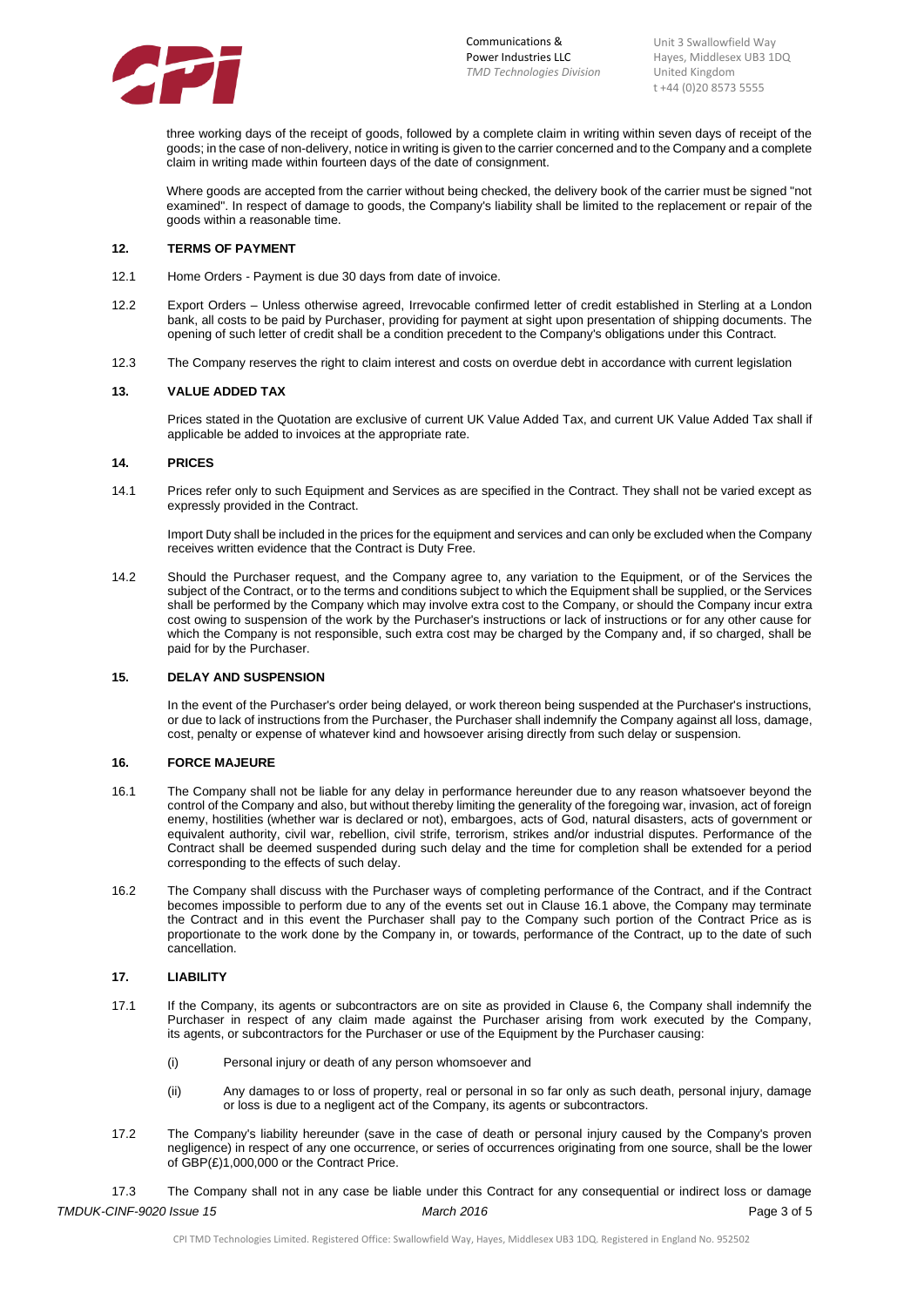three working days of the receipt of goods, followed by a complete claim in writing within seven days of receipt of the goods; in the case of non-delivery, notice in writing is given to the carrier concerned and to the Company and a complete claim in writing made within fourteen days of the date of consignment.

Where goods are accepted from the carrier without being checked, the delivery book of the carrier must be signed "not examined". In respect of damage to goods, the Company's liability shall be limited to the replacement or repair of the goods within a reasonable time.

## 12. TERMS OF PAYMENT

12.1 Home Orders - Payment is due 30 days from date of invoice.

12.2 Export Orders – Unless otherwise agreed, Irrevocable confirmed letter of credit established in Sterling at a London bank, all costs to be paid by Purchaser, providing for payment at sight upon presentation of shipping documents. The opening of such letter of credit shall be a condition precedent to the Company's obligations under this Contract.

12.3 The Company reserves the right to claim interest and costs on overdue debt in accordance with current legislation

## 13. VALUE ADDED TAX

Prices stated in the Quotation are exclusive of current UK Value Added Tax, and current UK Value Added Tax shall if applicable be added to invoices at the appropriate rate.

## 14. PRICES

14.1 Prices refer only to such Equipment and Services as are specified in the Contract. They shall not be varied except as expressly provided in the Contract.

Import Duty shall be included in the prices for the equipment and services and can only be excluded when the Company receives written evidence that the Contract is Duty Free.

14.2 Should the Purchaser request, and the Company agree to, any variation to the Equipment, or of the Services the subject of the Contract, or to the terms and conditions subject to which the Equipment shall be supplied, or the Services shall be performed by the Company which may involve extra cost to the Company, or should the Company incur extra cost owing to suspension of the work by the Purchaser's instructions or lack of instructions or for any other cause for which the Company is not responsible, such extra cost may be charged by the Company and, if so charged, shall be paid for by the Purchaser.

## 15. DELAY AND SUSPENSION

In the event of the Purchaser's order being delayed, or work thereon being suspended at the Purchaser's instructions, or due to lack of instructions from the Purchaser, the Purchaser shall indemnify the Company against all loss, damage, cost, penalty or expense of whatever kind and howsoever arising directly from such delay or suspension.

## 16. FORCE MAJEURE

16.1 The Company shall not be liable for any delay in performance hereunder due to any reason whatsoever beyond the control of the Company and also, but without thereby limiting the generality of the foregoing war, invasion, act of foreign enemy, hostilities (whether war is declared or not), embargoes, acts of God, natural disasters, acts of government or equivalent authority, civil war, rebellion, civil strife, terrorism, strikes and/or industrial disputes. Performance of the Contract shall be deemed suspended during such delay and the time for completion shall be extended for a period corresponding to the effects of such delay.

16.2 The Company shall discuss with the Purchaser ways of completing performance of the Contract, and if the Contract becomes impossible to perform due to any of the events set out in Clause 16.1 above, the Company may terminate the Contract and in this event the Purchaser shall pay to the Company such portion of the Contract Price as is proportionate to the work done by the Company in, or towards, performance of the Contract, up to the date of such cancellation.

## 17. LIABILITY

17.1 If the Company, its agents or subcontractors are on site as provided in Clause 6, the Company shall indemnify the Purchaser in respect of any claim made against the Purchaser arising from work executed by the Company, its agents, or subcontractors for the Purchaser or use of the Equipment by the Purchaser causing:

(i) Personal injury or death of any person whomsoever and

(ii) Any damages to or loss of property, real or personal in so far only as such death, personal injury, damage or loss is due to a negligent act of the Company, its agents or subcontractors.

17.2 The Company's liability hereunder (save in the case of death or personal injury caused by the Company's proven negligence) in respect of any one occurrence, or series of occurrences originating from one source, shall be the lower of GBP(£)1,000,000 or the Contract Price.

17.3 The Company shall not in any case be liable under this Contract for any consequential or indirect loss or damage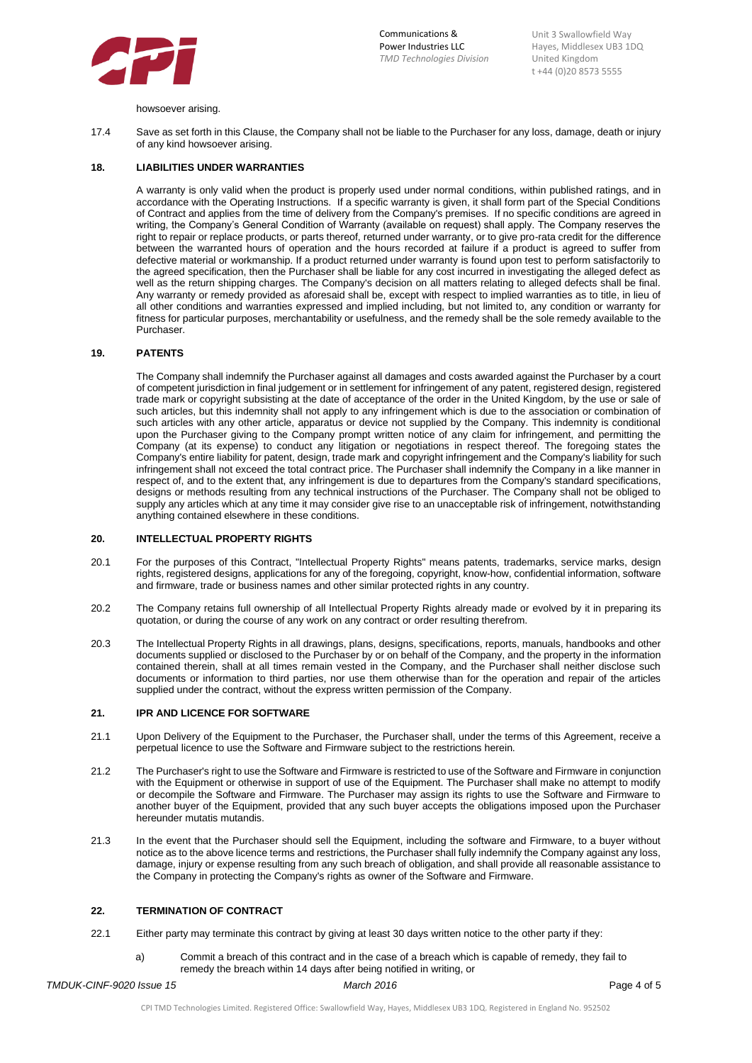howsoever arising.

17.4 Save as set forth in this Clause, the Company shall not be liable to the Purchaser for any loss, damage, death or injury of any kind howsoever arising.

## 18. LIABILITIES UNDER WARRANTIES

A warranty is only valid when the product is properly used under normal conditions, within published ratings, and in accordance with the Operating Instructions. If a specific warranty is given, it shall form part of the Special Conditions of Contract and applies from the time of delivery from the Company's premises. If no specific conditions are agreed in writing, the Company's General Condition of Warranty (available on request) shall apply. The Company reserves the right to repair or replace products, or parts thereof, returned under warranty, or to give pro-rata credit for the difference between the warranted hours of operation and the hours recorded at failure if a product is agreed to suffer from defective material or workmanship. If a product returned under warranty is found upon test to perform satisfactorily to the agreed specification, then the Purchaser shall be liable for any cost incurred in investigating the alleged defect as well as the return shipping charges. The Company's decision on all matters relating to alleged defects shall be final. Any warranty or remedy provided as aforesaid shall be, except with respect to implied warranties as to title, in lieu of all other conditions and warranties expressed and implied including, but not limited to, any condition or warranty for fitness for particular purposes, merchantability or usefulness, and the remedy shall be the sole remedy available to the Purchaser.

## 19. PATENTS

The Company shall indemnify the Purchaser against all damages and costs awarded against the Purchaser by a court of competent jurisdiction in final judgement or in settlement for infringement of any patent, registered design, registered trade mark or copyright subsisting at the date of acceptance of the order in the United Kingdom, by the use or sale of such articles, but this indemnity shall not apply to any infringement which is due to the association or combination of such articles with any other article, apparatus or device not supplied by the Company. This indemnity is conditional upon the Purchaser giving to the Company prompt written notice of any claim for infringement, and permitting the Company (at its expense) to conduct any litigation or negotiations in respect thereof. The foregoing states the Company's entire liability for patent, design, trade mark and copyright infringement and the Company's liability for such infringement shall not exceed the total contract price. The Purchaser shall indemnify the Company in a like manner in respect of, and to the extent that, any infringement is due to departures from the Company's standard specifications, designs or methods resulting from any technical instructions of the Purchaser. The Company shall not be obliged to supply any articles which at any time it may consider give rise to an unacceptable risk of infringement, notwithstanding anything contained elsewhere in these conditions.

## 20. INTELLECTUAL PROPERTY RIGHTS

20.1 For the purposes of this Contract, "Intellectual Property Rights" means patents, trademarks, service marks, design rights, registered designs, applications for any of the foregoing, copyright, know-how, confidential information, software and firmware, trade or business names and other similar protected rights in any country.

20.2 The Company retains full ownership of all Intellectual Property Rights already made or evolved by it in preparing its quotation, or during the course of any work on any contract or order resulting therefrom.

20.3 The Intellectual Property Rights in all drawings, plans, designs, specifications, reports, manuals, handbooks and other documents supplied or disclosed to the Purchaser by or on behalf of the Company, and the property in the information contained therein, shall at all times remain vested in the Company, and the Purchaser shall neither disclose such documents or information to third parties, nor use them otherwise than for the operation and repair of the articles supplied under the contract, without the express written permission of the Company.

## 21. IPR AND LICENCE FOR SOFTWARE

21.1 Upon Delivery of the Equipment to the Purchaser, the Purchaser shall, under the terms of this Agreement, receive a perpetual licence to use the Software and Firmware subject to the restrictions herein.

21.2 The Purchaser's right to use the Software and Firmware is restricted to use of the Software and Firmware in conjunction with the Equipment or otherwise in support of use of the Equipment. The Purchaser shall make no attempt to modify or decompile the Software and Firmware. The Purchaser may assign its rights to use the Software and Firmware to another buyer of the Equipment, provided that any such buyer accepts the obligations imposed upon the Purchaser hereunder mutatis mutandis.

21.3 In the event that the Purchaser should sell the Equipment, including the software and Firmware, to a buyer without notice as to the above licence terms and restrictions, the Purchaser shall fully indemnify the Company against any loss, damage, injury or expense resulting from any such breach of obligation, and shall provide all reasonable assistance to the Company in protecting the Company's rights as owner of the Software and Firmware.

## 22. TERMINATION OF CONTRACT

22.1 Either party may terminate this contract by giving at least 30 days written notice to the other party if they:

a) Commit a breach of this contract and in the case of a breach which is capable of remedy, they fail to remedy the breach within 14 days after being notified in writing, or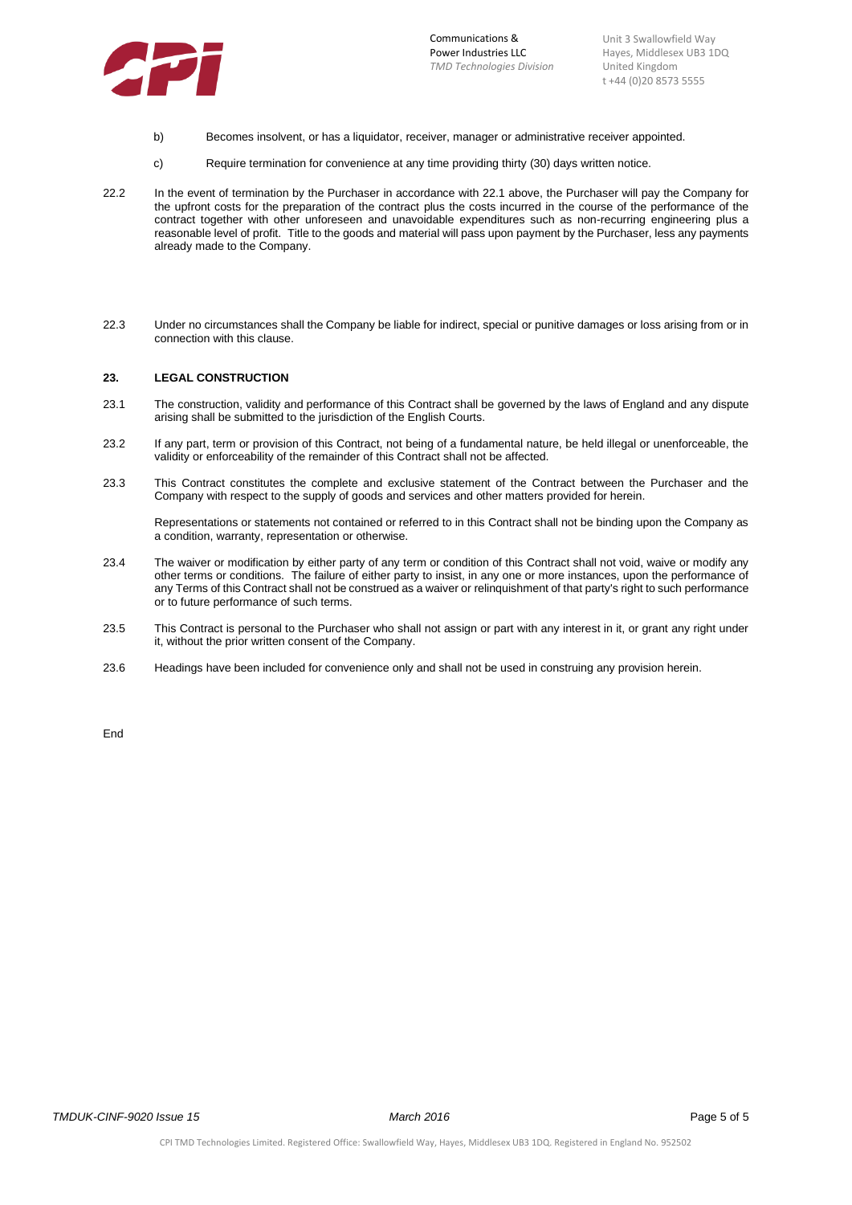b) Becomes insolvent, or has a liquidator, receiver, manager or administrative receiver appointed.

c) Require termination for convenience at any time providing thirty (30) days written notice.

22.2 In the event of termination by the Purchaser in accordance with 22.1 above, the Purchaser will pay the Company for the upfront costs for the preparation of the contract plus the costs incurred in the course of the performance of the contract together with other unforeseen and unavoidable expenditures such as non-recurring engineering plus a reasonable level of profit. Title to the goods and material will pass upon payment by the Purchaser, less any payments already made to the Company.

22.3 Under no circumstances shall the Company be liable for indirect, special or punitive damages or loss arising from or in connection with this clause.

**23. LEGAL CONSTRUCTION**

23.1 The construction, validity and performance of this Contract shall be governed by the laws of England and any dispute arising shall be submitted to the jurisdiction of the English Courts.

23.2 If any part, term or provision of this Contract, not being of a fundamental nature, be held illegal or unenforceable, the validity or enforceability of the remainder of this Contract shall not be affected.

23.3 This Contract constitutes the complete and exclusive statement of the Contract between the Purchaser and the Company with respect to the supply of goods and services and other matters provided for herein.

Representations or statements not contained or referred to in this Contract shall not be binding upon the Company as a condition, warranty, representation or otherwise.

23.4 The waiver or modification by either party of any term or condition of this Contract shall not void, waive or modify any other terms or conditions. The failure of either party to insist, in any one or more instances, upon the performance of any Terms of this Contract shall not be construed as a waiver or relinquishment of that party's right to such performance or to future performance of such terms.

23.5 This Contract is personal to the Purchaser who shall not assign or part with any interest in it, or grant any right under it, without the prior written consent of the Company.

23.6 Headings have been included for convenience only and shall not be used in construing any provision herein.

End